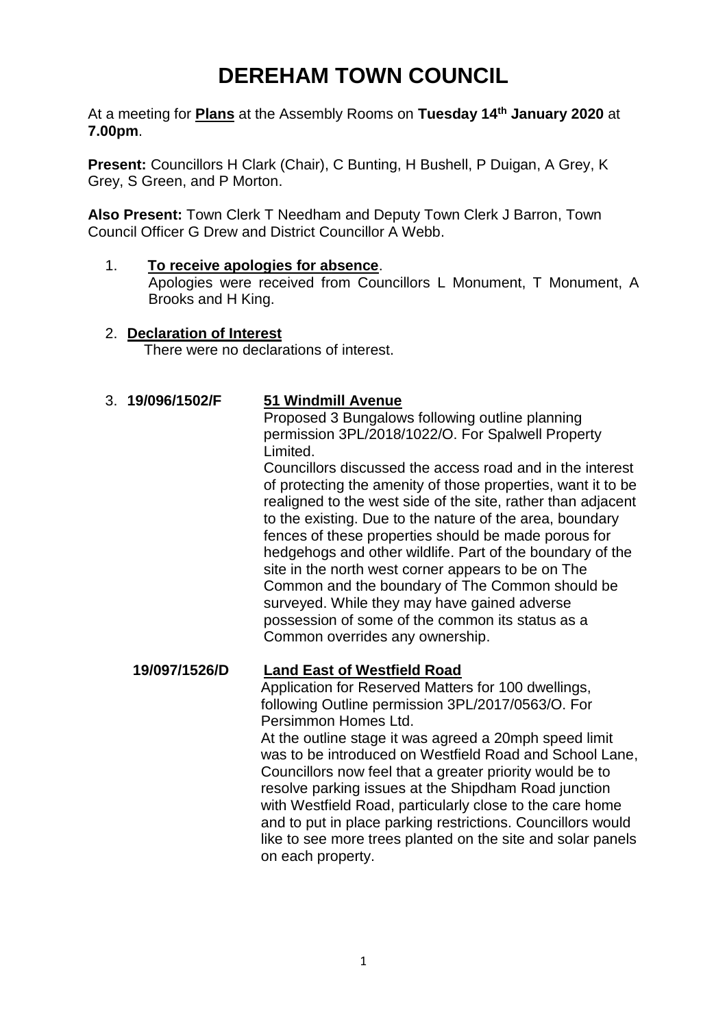# DEREHAM TOWN COUNCIL

At a meeting for **Plans** at the Assembly Rooms on **Tuesday 14th January 2020** at **7.00pm**.

**Present:** Councillors H Clark (Chair), C Bunting, H Bushell, P Duigan, A Grey, K Grey, S Green, and P Morton.

**Also Present:** Town Clerk T Needham and Deputy Town Clerk J Barron, Town Council Officer G Drew and District Councillor A Webb.

1. **To receive apologies for absence**.
   Apologies were received from Councillors L Monument, T Monument, A Brooks and H King.

2. **Declaration of Interest**
   There were no declarations of interest.

3. **19/096/1502/F** **51 Windmill Avenue**

   Proposed 3 Bungalows following outline planning permission 3PL/2018/1022/O. For Spalwell Property Limited.

   Councillors discussed the access road and in the interest of protecting the amenity of those properties, want it to be realigned to the west side of the site, rather than adjacent to the existing. Due to the nature of the area, boundary fences of these properties should be made porous for hedgehogs and other wildlife. Part of the boundary of the site in the north west corner appears to be on The Common and the boundary of The Common should be surveyed. While they may have gained adverse possession of some of the common its status as a Common overrides any ownership.

   **19/097/1526/D** **Land East of Westfield Road**

   Application for Reserved Matters for 100 dwellings, following Outline permission 3PL/2017/0563/O. For Persimmon Homes Ltd.

   At the outline stage it was agreed a 20mph speed limit was to be introduced on Westfield Road and School Lane, Councillors now feel that a greater priority would be to resolve parking issues at the Shipdham Road junction with Westfield Road, particularly close to the care home and to put in place parking restrictions. Councillors would like to see more trees planted on the site and solar panels on each property.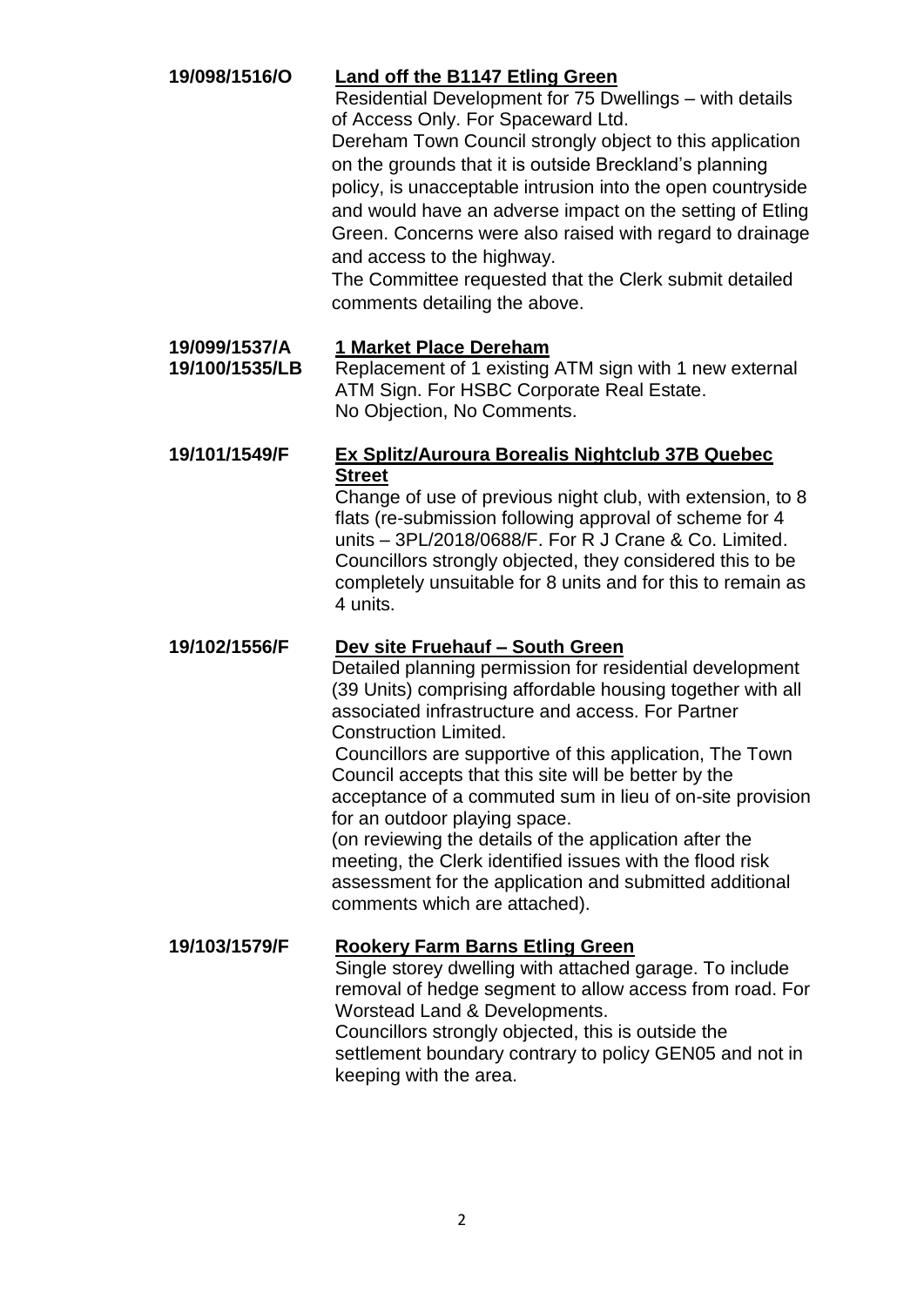**19/098/1516/O** **<u>Land off the B1147 Etling Green</u>**

Residential Development for 75 Dwellings – with details of Access Only. For Spaceward Ltd.

Dereham Town Council strongly object to this application on the grounds that it is outside Breckland's planning policy, is unacceptable intrusion into the open countryside and would have an adverse impact on the setting of Etling Green. Concerns were also raised with regard to drainage and access to the highway.

The Committee requested that the Clerk submit detailed comments detailing the above.

**19/099/1537/A**
**19/100/1535/LB** **<u>1 Market Place Dereham</u>**

Replacement of 1 existing ATM sign with 1 new external ATM Sign. For HSBC Corporate Real Estate.

No Objection, No Comments.

**19/101/1549/F** **<u>Ex Splitz/Auroura Borealis Nightclub 37B Quebec Street</u>**

Change of use of previous night club, with extension, to 8 flats (re-submission following approval of scheme for 4 units – 3PL/2018/0688/F. For R J Crane & Co. Limited.

Councillors strongly objected, they considered this to be completely unsuitable for 8 units and for this to remain as 4 units.

**19/102/1556/F** **<u>Dev site Fruehauf – South Green</u>**

Detailed planning permission for residential development (39 Units) comprising affordable housing together with all associated infrastructure and access. For Partner Construction Limited.

Councillors are supportive of this application, The Town Council accepts that this site will be better by the acceptance of a commuted sum in lieu of on-site provision for an outdoor playing space.

(on reviewing the details of the application after the meeting, the Clerk identified issues with the flood risk assessment for the application and submitted additional comments which are attached).

**19/103/1579/F** **<u>Rookery Farm Barns Etling Green</u>**

Single storey dwelling with attached garage. To include removal of hedge segment to allow access from road. For Worstead Land & Developments.

Councillors strongly objected, this is outside the settlement boundary contrary to policy GEN05 and not in keeping with the area.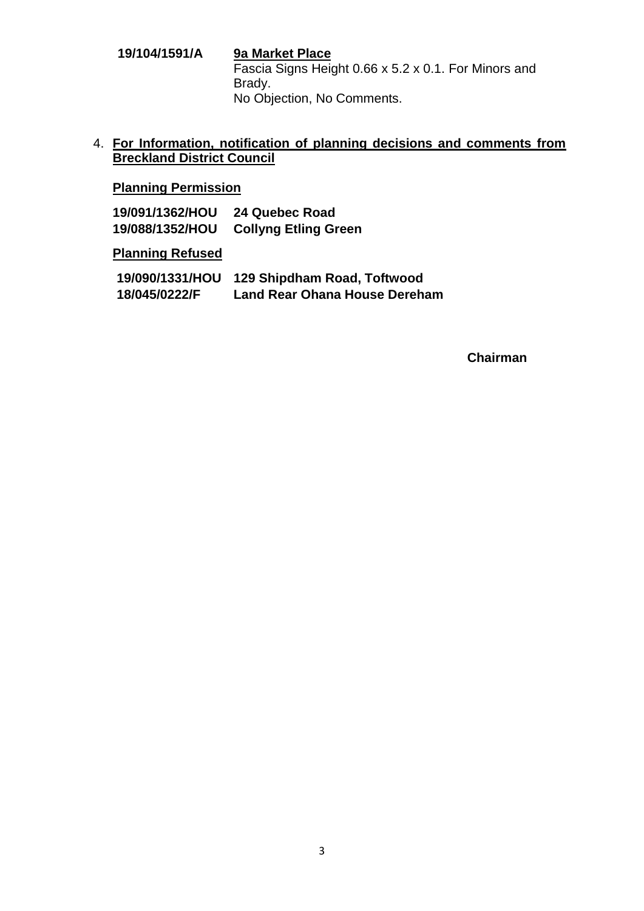**19/104/1591/A** **<u>9a Market Place</u>**
Fascia Signs Height 0.66 x 5.2 x 0.1. For Minors and Brady.
No Objection, No Comments.

4. **<u>For Information, notification of planning decisions and comments from Breckland District Council</u>**

**<u>Planning Permission</u>**

**19/091/1362/HOU** **24 Quebec Road**
**19/088/1352/HOU** **Collyng Etling Green**

**<u>Planning Refused</u>**

**19/090/1331/HOU** **129 Shipdham Road, Toftwood**
**18/045/0222/F** **Land Rear Ohana House Dereham**

**Chairman**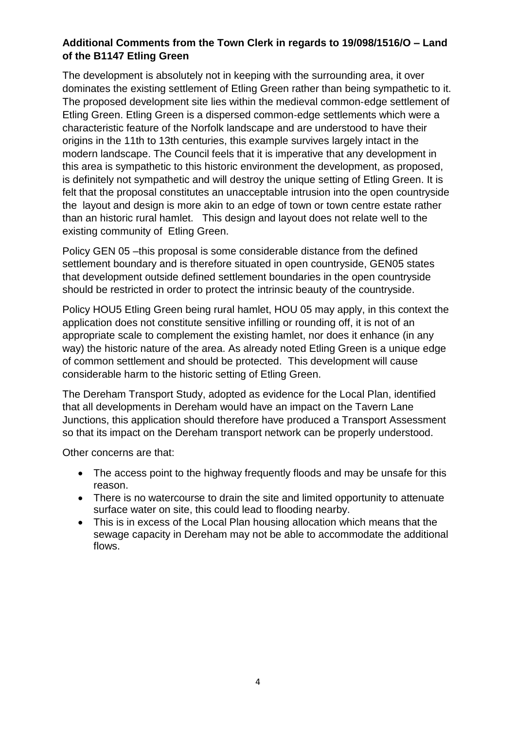**Additional Comments from the Town Clerk in regards to 19/098/1516/O – Land of the B1147 Etling Green**

The development is absolutely not in keeping with the surrounding area, it over dominates the existing settlement of Etling Green rather than being sympathetic to it. The proposed development site lies within the medieval common-edge settlement of Etling Green. Etling Green is a dispersed common-edge settlements which were a characteristic feature of the Norfolk landscape and are understood to have their origins in the 11th to 13th centuries, this example survives largely intact in the modern landscape. The Council feels that it is imperative that any development in this area is sympathetic to this historic environment the development, as proposed, is definitely not sympathetic and will destroy the unique setting of Etling Green. It is felt that the proposal constitutes an unacceptable intrusion into the open countryside the layout and design is more akin to an edge of town or town centre estate rather than an historic rural hamlet. This design and layout does not relate well to the existing community of Etling Green.

Policy GEN 05 –this proposal is some considerable distance from the defined settlement boundary and is therefore situated in open countryside, GEN05 states that development outside defined settlement boundaries in the open countryside should be restricted in order to protect the intrinsic beauty of the countryside.

Policy HOU5 Etling Green being rural hamlet, HOU 05 may apply, in this context the application does not constitute sensitive infilling or rounding off, it is not of an appropriate scale to complement the existing hamlet, nor does it enhance (in any way) the historic nature of the area. As already noted Etling Green is a unique edge of common settlement and should be protected. This development will cause considerable harm to the historic setting of Etling Green.

The Dereham Transport Study, adopted as evidence for the Local Plan, identified that all developments in Dereham would have an impact on the Tavern Lane Junctions, this application should therefore have produced a Transport Assessment so that its impact on the Dereham transport network can be properly understood.

Other concerns are that:

- The access point to the highway frequently floods and may be unsafe for this reason.
- There is no watercourse to drain the site and limited opportunity to attenuate surface water on site, this could lead to flooding nearby.
- This is in excess of the Local Plan housing allocation which means that the sewage capacity in Dereham may not be able to accommodate the additional flows.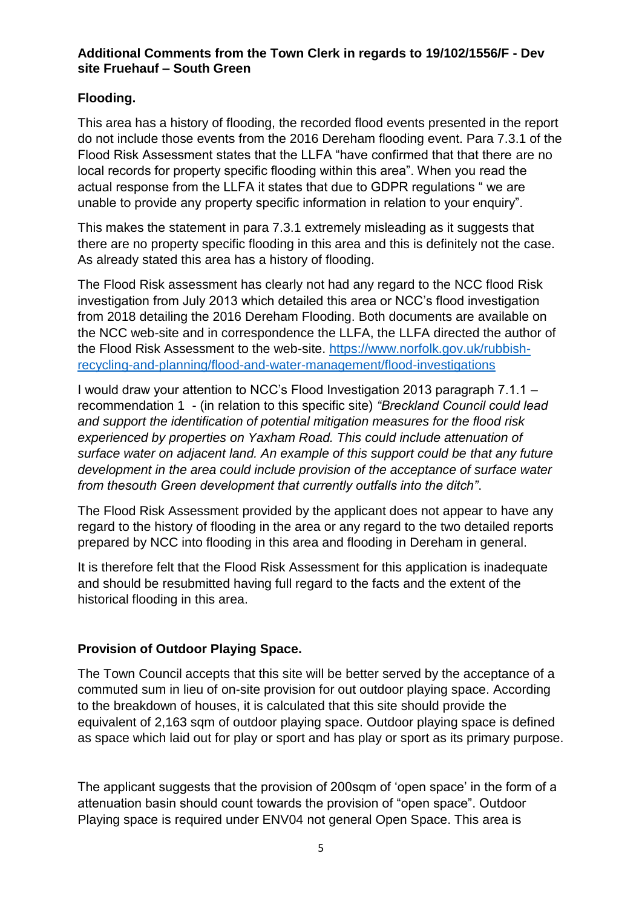**Additional Comments from the Town Clerk in regards to 19/102/1556/F - Dev site Fruehauf – South Green**

**Flooding.**

This area has a history of flooding, the recorded flood events presented in the report do not include those events from the 2016 Dereham flooding event. Para 7.3.1 of the Flood Risk Assessment states that the LLFA "have confirmed that that there are no local records for property specific flooding within this area". When you read the actual response from the LLFA it states that due to GDPR regulations " we are unable to provide any property specific information in relation to your enquiry".

This makes the statement in para 7.3.1 extremely misleading as it suggests that there are no property specific flooding in this area and this is definitely not the case. As already stated this area has a history of flooding.

The Flood Risk assessment has clearly not had any regard to the NCC flood Risk investigation from July 2013 which detailed this area or NCC's flood investigation from 2018 detailing the 2016 Dereham Flooding. Both documents are available on the NCC web-site and in correspondence the LLFA, the LLFA directed the author of the Flood Risk Assessment to the web-site. [https://www.norfolk.gov.uk/rubbish-recycling-and-planning/flood-and-water-management/flood-investigations](https://www.norfolk.gov.uk/rubbish-recycling-and-planning/flood-and-water-management/flood-investigations)

I would draw your attention to NCC's Flood Investigation 2013 paragraph 7.1.1 – recommendation 1 - (in relation to this specific site) *"Breckland Council could lead and support the identification of potential mitigation measures for the flood risk experienced by properties on Yaxham Road. This could include attenuation of surface water on adjacent land. An example of this support could be that any future development in the area could include provision of the acceptance of surface water from thesouth Green development that currently outfalls into the ditch"*.

The Flood Risk Assessment provided by the applicant does not appear to have any regard to the history of flooding in the area or any regard to the two detailed reports prepared by NCC into flooding in this area and flooding in Dereham in general.

It is therefore felt that the Flood Risk Assessment for this application is inadequate and should be resubmitted having full regard to the facts and the extent of the historical flooding in this area.

**Provision of Outdoor Playing Space.**

The Town Council accepts that this site will be better served by the acceptance of a commuted sum in lieu of on-site provision for out outdoor playing space. According to the breakdown of houses, it is calculated that this site should provide the equivalent of 2,163 sqm of outdoor playing space. Outdoor playing space is defined as space which laid out for play or sport and has play or sport as its primary purpose.

The applicant suggests that the provision of 200sqm of 'open space' in the form of a attenuation basin should count towards the provision of "open space". Outdoor Playing space is required under ENV04 not general Open Space. This area is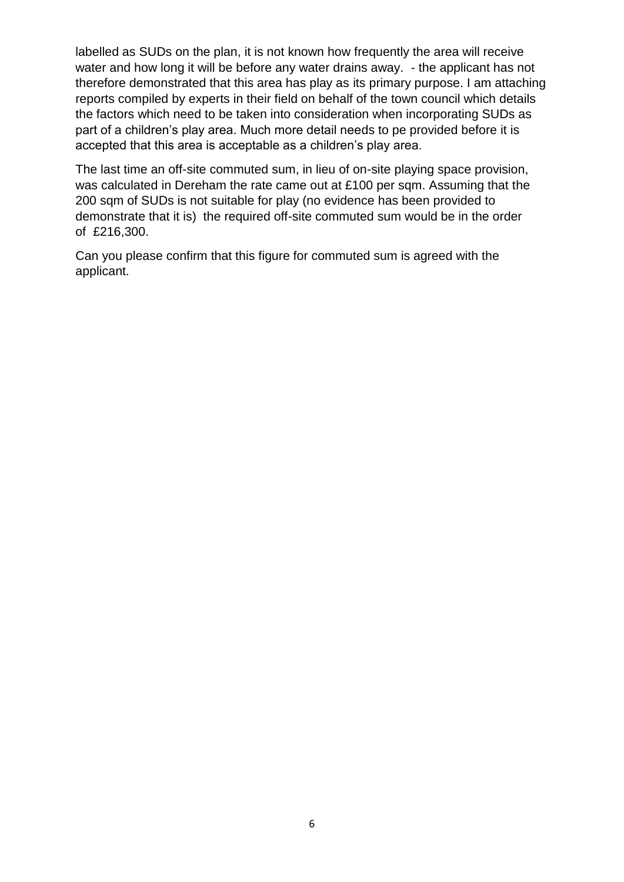labelled as SUDs on the plan, it is not known how frequently the area will receive water and how long it will be before any water drains away.  - the applicant has not therefore demonstrated that this area has play as its primary purpose. I am attaching reports compiled by experts in their field on behalf of the town council which details the factors which need to be taken into consideration when incorporating SUDs as part of a children's play area. Much more detail needs to pe provided before it is accepted that this area is acceptable as a children's play area.

The last time an off-site commuted sum, in lieu of on-site playing space provision, was calculated in Dereham the rate came out at £100 per sqm. Assuming that the 200 sqm of SUDs is not suitable for play (no evidence has been provided to demonstrate that it is)  the required off-site commuted sum would be in the order of  £216,300.

Can you please confirm that this figure for commuted sum is agreed with the applicant.